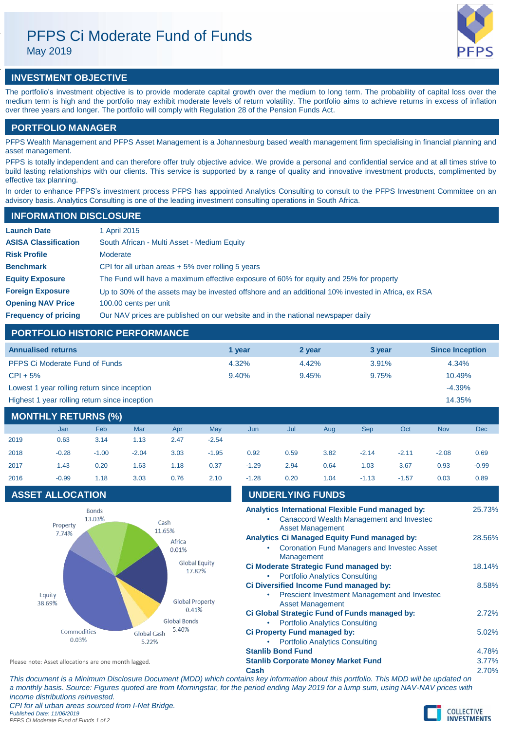# PFPS Ci Moderate Fund of Funds

May 2019

## INVESTMENT OBJECTIVE

The portfolio's investment objective is to provide moderate capital growth over the medium to long term. The probability of capital loss over the medium term is high and the portfolio may exhibit moderate levels of return volatility. The portfolio aims to achieve returns in excess of inflation over three years and longer. The portfolio will comply with Regulation 28 of the Pension Funds Act.

## PORTFOLIO MANAGER

PFPS Wealth Management and PFPS Asset Management is a Johannesburg based wealth management firm specialising in financial planning and asset management.

PFPS is totally independent and can therefore offer truly objective advice. We provide a personal and confidential service and at all times strive to build lasting relationships with our clients. This service is supported by a range of quality and innovative investment products, complimented by effective tax planning.

In order to enhance PFPS's investment process PFPS has appointed Analytics Consulting to consult to the PFPS Investment Committee on an advisory basis. Analytics Consulting is one of the leading investment consulting operations in South Africa.

## INFORMATION DISCLOSURE

| | |
|---|---|
| **Launch Date** | 1 April 2015 |
| **ASISA Classification** | South African - Multi Asset - Medium Equity |
| **Risk Profile** | Moderate |
| **Benchmark** | CPI for all urban areas + 5% over rolling 5 years |
| **Equity Exposure** | The Fund will have a maximum effective exposure of 60% for equity and 25% for property |
| **Foreign Exposure** | Up to 30% of the assets may be invested offshore and an additional 10% invested in Africa, ex RSA |
| **Opening NAV Price** | 100.00 cents per unit |
| **Frequency of pricing** | Our NAV prices are published on our website and in the national newspaper daily |

## PORTFOLIO HISTORIC PERFORMANCE

| Annualised returns | 1 year | 2 year | 3 year | Since Inception |
|---|---|---|---|---|
| PFPS Ci Moderate Fund of Funds | 4.32% | 4.42% | 3.91% | 4.34% |
| CPI + 5% | 9.40% | 9.45% | 9.75% | 10.49% |
| Lowest 1 year rolling return since inception | | | | -4.39% |
| Highest 1 year rolling return since inception | | | | 14.35% |

## MONTHLY RETURNS (%)

| | Jan | Feb | Mar | Apr | May | Jun | Jul | Aug | Sep | Oct | Nov | Dec |
|---|---|---|---|---|---|---|---|---|---|---|---|---|
| 2019 | 0.63 | 3.14 | 1.13 | 2.47 | -2.54 | | | | | | | |
| 2018 | -0.28 | -1.00 | -2.04 | 3.03 | -1.95 | 0.92 | 0.59 | 3.82 | -2.14 | -2.11 | -2.08 | 0.69 |
| 2017 | 1.43 | 0.20 | 1.63 | 1.18 | 0.37 | -1.29 | 2.94 | 0.64 | 1.03 | 3.67 | 0.93 | -0.99 |
| 2016 | -0.99 | 1.18 | 3.03 | 0.76 | 2.10 | -1.28 | 0.20 | 1.04 | -1.13 | -1.57 | 0.03 | 0.89 |

## ASSET ALLOCATION

| Asset | Allocation |
|---|---|
| Bonds | 13.03% |
| Cash | 11.65% |
| Africa | 0.01% |
| Global Equity | 17.82% |
| Global Property | 0.41% |
| Global Bonds | 5.40% |
| Global Cash | 5.22% |
| Commodities | 0.03% |
| Equity | 38.69% |
| Property | 7.74% |

Please note: Asset allocations are one month lagged.

## UNDERLYING FUNDS

| Fund | Allocation |
|---|---|
| **Analytics International Flexible Fund managed by:** <br> • Canaccord Wealth Management and Investec Asset Management | 25.73% |
| **Analytics Ci Managed Equity Fund managed by:** <br> • Coronation Fund Managers and Investec Asset Management | 28.56% |
| **Ci Moderate Strategic Fund managed by:** <br> • Portfolio Analytics Consulting | 18.14% |
| **Ci Diversified Income Fund managed by:** <br> • Prescient Investment Management and Investec Asset Management | 8.58% |
| **Ci Global Strategic Fund of Funds managed by:** <br> • Portfolio Analytics Consulting | 2.72% |
| **Ci Property Fund managed by:** <br> • Portfolio Analytics Consulting | 5.02% |
| **Stanlib Bond Fund** | 4.78% |
| **Stanlib Corporate Money Market Fund** | 3.77% |
| **Cash** | 2.70% |

*This document is a Minimum Disclosure Document (MDD) which contains key information about this portfolio. This MDD will be updated on a monthly basis. Source: Figures quoted are from Morningstar, for the period ending May 2019 for a lump sum, using NAV-NAV prices with income distributions reinvested.*

*CPI for all urban areas sourced from I-Net Bridge.*

*Published Date: 11/06/2019*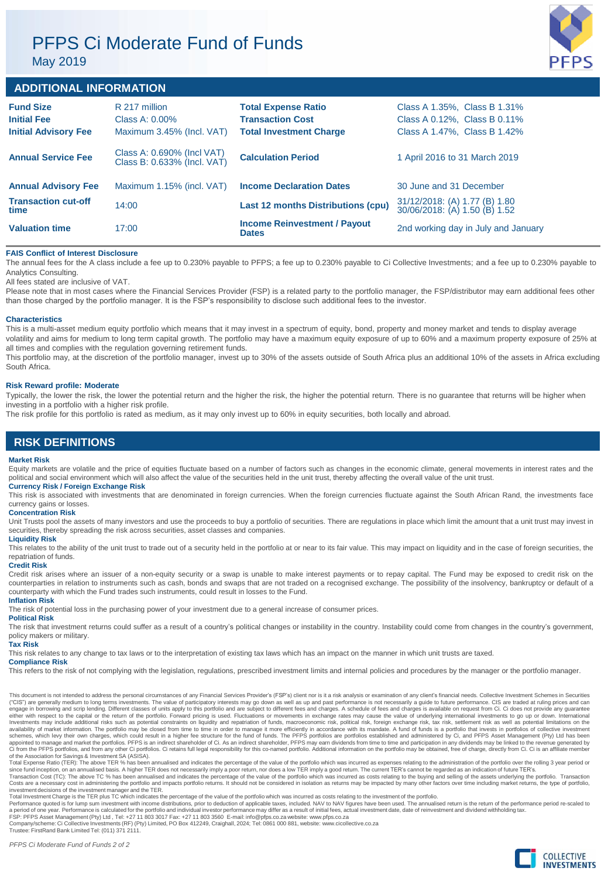# PFPS Ci Moderate Fund of Funds

May 2019

## ADDITIONAL INFORMATION

| | | | |
|---|---|---|---|
| **Fund Size** | R 217 million | **Total Expense Ratio** | Class A 1.35%, Class B 1.31% |
| **Initial Fee** | Class A: 0.00% | **Transaction Cost** | Class A 0.12%, Class B 0.11% |
| **Initial Advisory Fee** | Maximum 3.45% (Incl. VAT) | **Total Investment Charge** | Class A 1.47%, Class B 1.42% |
| **Annual Service Fee** | Class A: 0.690% (Incl VAT) Class B: 0.633% (Incl. VAT) | **Calculation Period** | 1 April 2016 to 31 March 2019 |
| **Annual Advisory Fee** | Maximum 1.15% (incl. VAT) | **Income Declaration Dates** | 30 June and 31 December |
| **Transaction cut-off time** | 14:00 | **Last 12 months Distributions (cpu)** | 31/12/2018: (A) 1.77 (B) 1.80 30/06/2018: (A) 1.50 (B) 1.52 |
| **Valuation time** | 17:00 | **Income Reinvestment / Payout Dates** | 2nd working day in July and January |

**FAIS Conflict of Interest Disclosure**

The annual fees for the A class include a fee up to 0.230% payable to PFPS; a fee up to 0.230% payable to Ci Collective Investments; and a fee up to 0.230% payable to Analytics Consulting.

All fees stated are inclusive of VAT.

Please note that in most cases where the Financial Services Provider (FSP) is a related party to the portfolio manager, the FSP/distributor may earn additional fees other than those charged by the portfolio manager. It is the FSP's responsibility to disclose such additional fees to the investor.

**Characteristics**

This is a multi-asset medium equity portfolio which means that it may invest in a spectrum of equity, bond, property and money market and tends to display average volatility and aims for medium to long term capital growth. The portfolio may have a maximum equity exposure of up to 60% and a maximum property exposure of 25% at all times and complies with the regulation governing retirement funds.

This portfolio may, at the discretion of the portfolio manager, invest up to 30% of the assets outside of South Africa plus an additional 10% of the assets in Africa excluding South Africa.

**Risk Reward profile: Moderate**

Typically, the lower the risk, the lower the potential return and the higher the risk, the higher the potential return. There is no guarantee that returns will be higher when investing in a portfolio with a higher risk profile.

The risk profile for this portfolio is rated as medium, as it may only invest up to 60% in equity securities, both locally and abroad.

## RISK DEFINITIONS

**Market Risk**

Equity markets are volatile and the price of equities fluctuate based on a number of factors such as changes in the economic climate, general movements in interest rates and the political and social environment which will also affect the value of the securities held in the unit trust, thereby affecting the overall value of the unit trust.

**Currency Risk / Foreign Exchange Risk**

This risk is associated with investments that are denominated in foreign currencies. When the foreign currencies fluctuate against the South African Rand, the investments face currency gains or losses.

**Concentration Risk**

Unit Trusts pool the assets of many investors and use the proceeds to buy a portfolio of securities. There are regulations in place which limit the amount that a unit trust may invest in securities, thereby spreading the risk across securities, asset classes and companies.

**Liquidity Risk**

This relates to the ability of the unit trust to trade out of a security held in the portfolio at or near to its fair value. This may impact on liquidity and in the case of foreign securities, the repatriation of funds.

**Credit Risk**

Credit risk arises where an issuer of a non-equity security or a swap is unable to make interest payments or to repay capital. The Fund may be exposed to credit risk on the counterparties in relation to instruments such as cash, bonds and swaps that are not traded on a recognised exchange. The possibility of the insolvency, bankruptcy or default of a counterparty with which the Fund trades such instruments, could result in losses to the Fund.

**Inflation Risk**

The risk of potential loss in the purchasing power of your investment due to a general increase of consumer prices.

**Political Risk**

The risk that investment returns could suffer as a result of a country's political changes or instability in the country. Instability could come from changes in the country's government, policy makers or military.

**Tax Risk**

This risk relates to any change to tax laws or to the interpretation of existing tax laws which has an impact on the manner in which unit trusts are taxed.

**Compliance Risk**

This refers to the risk of not complying with the legislation, regulations, prescribed investment limits and internal policies and procedures by the manager or the portfolio manager.

This document is not intended to address the personal circumstances of any Financial Services Provider's (FSP's) client nor is it a risk analysis or examination of any client's financial needs. Collective Investment Schemes in Securities ("CIS") are generally medium to long terms investments. The value of participatory interests may go down as well as up and past performance is not necessarily a guide to future performance. CIS are traded at ruling prices and can engage in borrowing and scrip lending. Different classes of units apply to this portfolio and are subject to different fees and charges. A schedule of fees and charges is available on request from Ci. Ci does not provide any guarantee either with respect to the capital or the return of the portfolio. Forward pricing is used. Fluctuations or movements in exchange rates may cause the value of underlying international investments to go up or down. International Investments may include additional risks such as potential constraints on liquidity and repatriation of funds, macroeconomic risk, political risk, foreign exchange risk, tax risk, settlement risk as well as potential limitations on the availability of market information. The portfolio may be closed from time to time in order to manage it more efficiently in accordance with its mandate. A fund of funds is a portfolio that invests in portfolios of collective investment schemes, which levy their own charges, which could result in a higher fee structure for the fund of funds. The PFPS portfolios are portfolios established and administered by Ci, and PFPS Asset Management (Pty) Ltd has been appointed to manage and market the portfolios. PFPS is an indirect shareholder of Ci. As an indirect shareholder, PFPS may earn dividends from time to time and participation in any dividends may be linked to the revenue generated by Ci from the PFPS portfolios, and from any other Ci portfolios. Ci retains full legal responsibility for this co-named portfolio. Additional information on the portfolio may be obtained, free of charge, directly from Ci. Ci is an affiliate member of the Association for Savings & Investment SA (ASISA).

Total Expense Ratio (TER): The above TER % has been annualised and indicates the percentage of the value of the portfolio which was incurred as expenses relating to the administration of the portfolio over the rolling 3 year period or since fund inception, on an annualised basis. A higher TER does not necessarily imply a poor return, nor does a low TER imply a good return. The current TER's cannot be regarded as an indication of future TER's.

Transaction Cost (TC): The above TC % has been annualised and indicates the percentage of the value of the portfolio which was incurred as costs relating to the buying and selling of the assets underlying the portfolio. Transaction Costs are a necessary cost in administering the portfolio and impacts portfolio returns. It should not be considered in isolation as returns may be impacted by many other factors over time including market returns, the type of portfolio, investment decisions of the investment manager and the TER.

Total Investment Charge is the TER plus TC which indicates the percentage of the value of the portfolio which was incurred as costs relating to the investment of the portfolio.

Performance quoted is for lump sum investment with income distributions, prior to deduction of applicable taxes, included. NAV to NAV figures have been used. The annualised return is the return of the performance period re-scaled to a period of one year. Performance is calculated for the portfolio and individual investor performance may differ as a result of initial fees, actual investment date, date of reinvestment and dividend withholding tax.

FSP: PFPS Asset Management (Pty) Ltd , Tel: +27 11 803 3017 Fax: +27 11 803 3560 E-mail: info@pfps.co.za website: www.pfps.co.za

Company/scheme: Ci Collective Investments (RF) (Pty) Limited, PO Box 412249, Craighall, 2024; Tel: 0861 000 881, website: www.cicollective.co.za

Trustee: FirstRand Bank Limited Tel: (011) 371 2111.